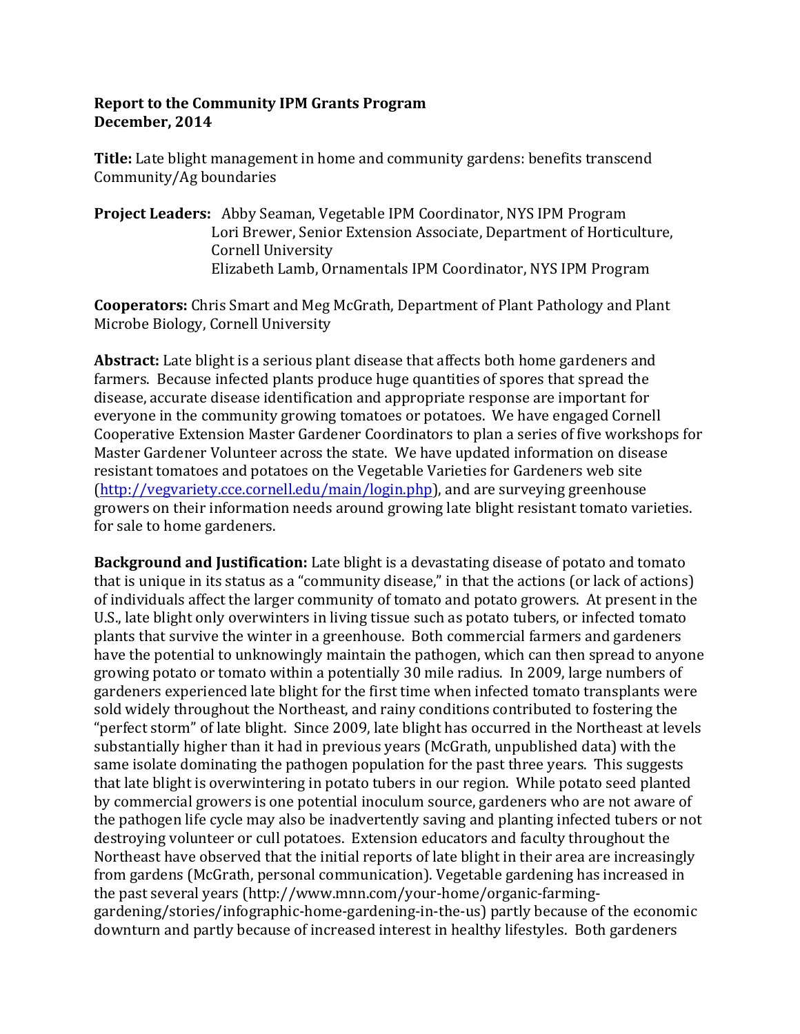**Report to the Community IPM Grants Program**
**December, 2014**

**Title:** Late blight management in home and community gardens: benefits transcend Community/Ag boundaries

**Project Leaders:** Abby Seaman, Vegetable IPM Coordinator, NYS IPM Program
Lori Brewer, Senior Extension Associate, Department of Horticulture, Cornell University
Elizabeth Lamb, Ornamentals IPM Coordinator, NYS IPM Program

**Cooperators:** Chris Smart and Meg McGrath, Department of Plant Pathology and Plant Microbe Biology, Cornell University

**Abstract:** Late blight is a serious plant disease that affects both home gardeners and farmers. Because infected plants produce huge quantities of spores that spread the disease, accurate disease identification and appropriate response are important for everyone in the community growing tomatoes or potatoes. We have engaged Cornell Cooperative Extension Master Gardener Coordinators to plan a series of five workshops for Master Gardener Volunteer across the state. We have updated information on disease resistant tomatoes and potatoes on the Vegetable Varieties for Gardeners web site ([http://vegvariety.cce.cornell.edu/main/login.php](http://vegvariety.cce.cornell.edu/main/login.php)), and are surveying greenhouse growers on their information needs around growing late blight resistant tomato varieties. for sale to home gardeners.

**Background and Justification:** Late blight is a devastating disease of potato and tomato that is unique in its status as a "community disease," in that the actions (or lack of actions) of individuals affect the larger community of tomato and potato growers. At present in the U.S., late blight only overwinters in living tissue such as potato tubers, or infected tomato plants that survive the winter in a greenhouse. Both commercial farmers and gardeners have the potential to unknowingly maintain the pathogen, which can then spread to anyone growing potato or tomato within a potentially 30 mile radius. In 2009, large numbers of gardeners experienced late blight for the first time when infected tomato transplants were sold widely throughout the Northeast, and rainy conditions contributed to fostering the "perfect storm" of late blight. Since 2009, late blight has occurred in the Northeast at levels substantially higher than it had in previous years (McGrath, unpublished data) with the same isolate dominating the pathogen population for the past three years. This suggests that late blight is overwintering in potato tubers in our region. While potato seed planted by commercial growers is one potential inoculum source, gardeners who are not aware of the pathogen life cycle may also be inadvertently saving and planting infected tubers or not destroying volunteer or cull potatoes. Extension educators and faculty throughout the Northeast have observed that the initial reports of late blight in their area are increasingly from gardens (McGrath, personal communication). Vegetable gardening has increased in the past several years (http://www.mnn.com/your-home/organic-farming-gardening/stories/infographic-home-gardening-in-the-us) partly because of the economic downturn and partly because of increased interest in healthy lifestyles. Both gardeners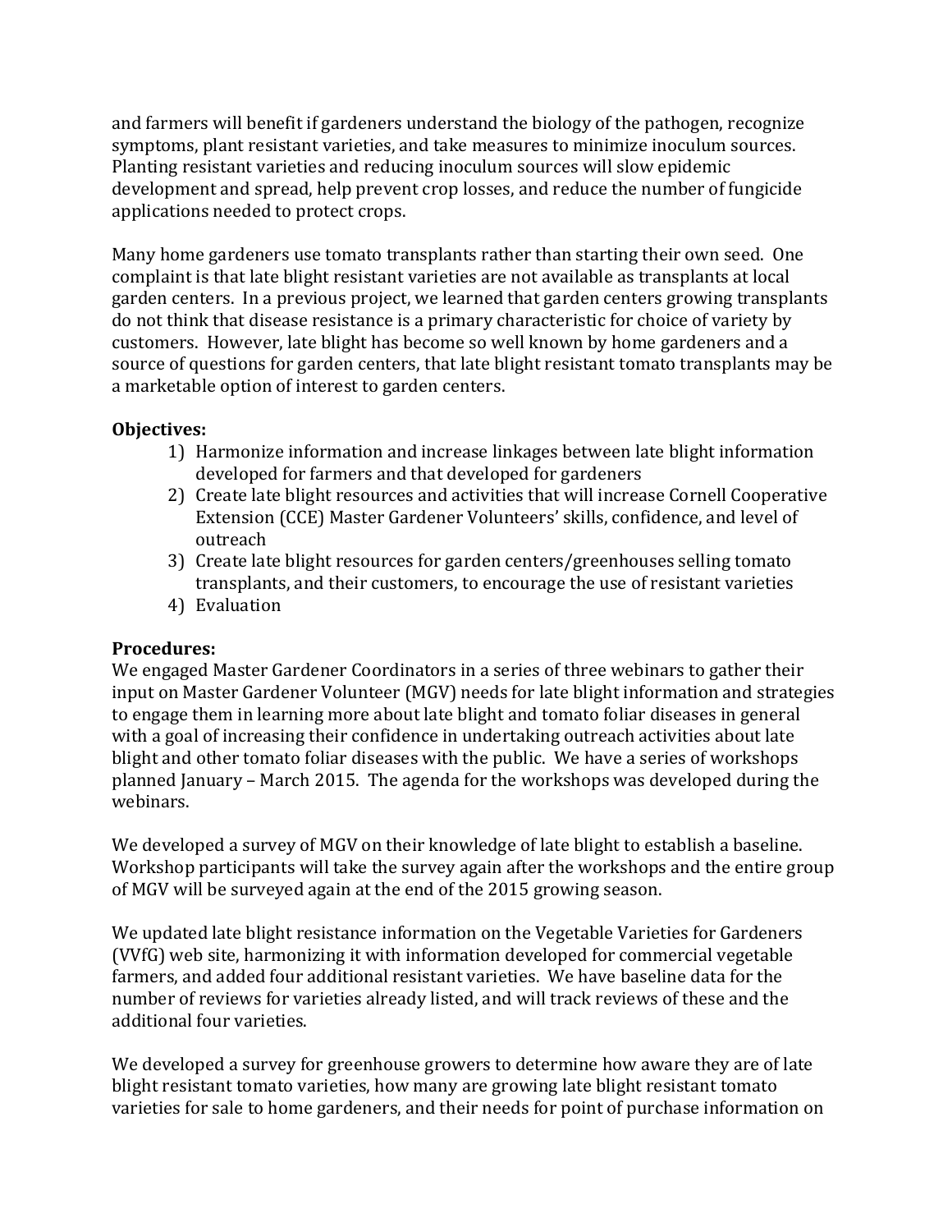and farmers will benefit if gardeners understand the biology of the pathogen, recognize symptoms, plant resistant varieties, and take measures to minimize inoculum sources. Planting resistant varieties and reducing inoculum sources will slow epidemic development and spread, help prevent crop losses, and reduce the number of fungicide applications needed to protect crops.

Many home gardeners use tomato transplants rather than starting their own seed. One complaint is that late blight resistant varieties are not available as transplants at local garden centers. In a previous project, we learned that garden centers growing transplants do not think that disease resistance is a primary characteristic for choice of variety by customers. However, late blight has become so well known by home gardeners and a source of questions for garden centers, that late blight resistant tomato transplants may be a marketable option of interest to garden centers.

**Objectives:**

1) Harmonize information and increase linkages between late blight information developed for farmers and that developed for gardeners
2) Create late blight resources and activities that will increase Cornell Cooperative Extension (CCE) Master Gardener Volunteers' skills, confidence, and level of outreach
3) Create late blight resources for garden centers/greenhouses selling tomato transplants, and their customers, to encourage the use of resistant varieties
4) Evaluation

**Procedures:**

We engaged Master Gardener Coordinators in a series of three webinars to gather their input on Master Gardener Volunteer (MGV) needs for late blight information and strategies to engage them in learning more about late blight and tomato foliar diseases in general with a goal of increasing their confidence in undertaking outreach activities about late blight and other tomato foliar diseases with the public. We have a series of workshops planned January – March 2015. The agenda for the workshops was developed during the webinars.

We developed a survey of MGV on their knowledge of late blight to establish a baseline. Workshop participants will take the survey again after the workshops and the entire group of MGV will be surveyed again at the end of the 2015 growing season.

We updated late blight resistance information on the Vegetable Varieties for Gardeners (VVfG) web site, harmonizing it with information developed for commercial vegetable farmers, and added four additional resistant varieties. We have baseline data for the number of reviews for varieties already listed, and will track reviews of these and the additional four varieties.

We developed a survey for greenhouse growers to determine how aware they are of late blight resistant tomato varieties, how many are growing late blight resistant tomato varieties for sale to home gardeners, and their needs for point of purchase information on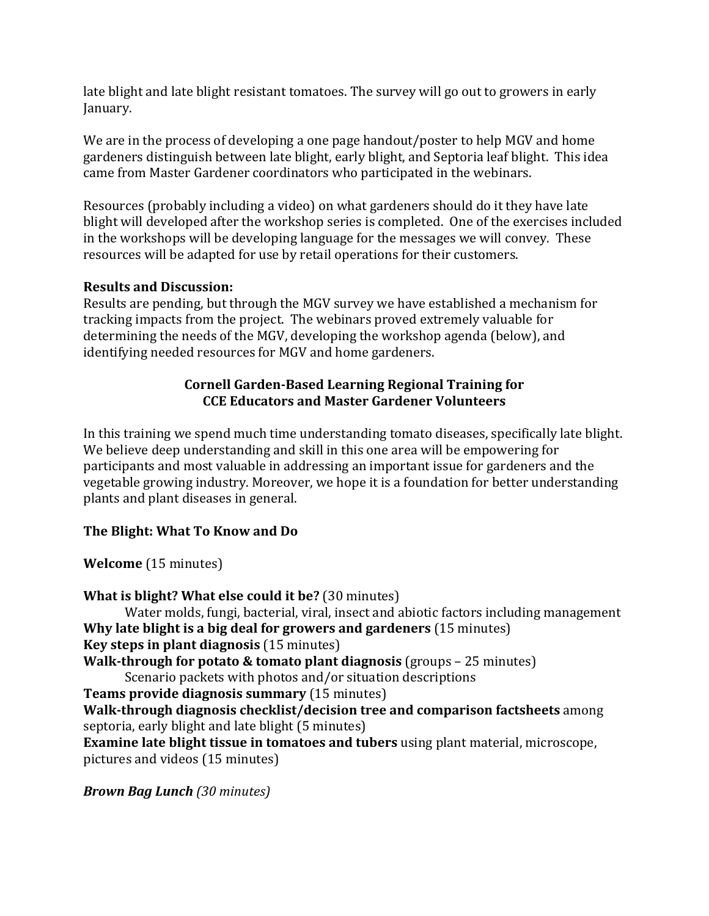late blight and late blight resistant tomatoes. The survey will go out to growers in early January.

We are in the process of developing a one page handout/poster to help MGV and home gardeners distinguish between late blight, early blight, and Septoria leaf blight. This idea came from Master Gardener coordinators who participated in the webinars.

Resources (probably including a video) on what gardeners should do it they have late blight will developed after the workshop series is completed. One of the exercises included in the workshops will be developing language for the messages we will convey. These resources will be adapted for use by retail operations for their customers.

**Results and Discussion:**
Results are pending, but through the MGV survey we have established a mechanism for tracking impacts from the project. The webinars proved extremely valuable for determining the needs of the MGV, developing the workshop agenda (below), and identifying needed resources for MGV and home gardeners.

**Cornell Garden-Based Learning Regional Training for**
**CCE Educators and Master Gardener Volunteers**

In this training we spend much time understanding tomato diseases, specifically late blight. We believe deep understanding and skill in this one area will be empowering for participants and most valuable in addressing an important issue for gardeners and the vegetable growing industry. Moreover, we hope it is a foundation for better understanding plants and plant diseases in general.

**The Blight: What To Know and Do**

**Welcome** (15 minutes)

**What is blight? What else could it be?** (30 minutes)
Water molds, fungi, bacterial, viral, insect and abiotic factors including management
**Why late blight is a big deal for growers and gardeners** (15 minutes)
**Key steps in plant diagnosis** (15 minutes)
**Walk-through for potato & tomato plant diagnosis** (groups – 25 minutes)
Scenario packets with photos and/or situation descriptions
**Teams provide diagnosis summary** (15 minutes)
**Walk-through diagnosis checklist/decision tree and comparison factsheets** among septoria, early blight and late blight (5 minutes)
**Examine late blight tissue in tomatoes and tubers** using plant material, microscope, pictures and videos (15 minutes)

***Brown Bag Lunch*** *(30 minutes)*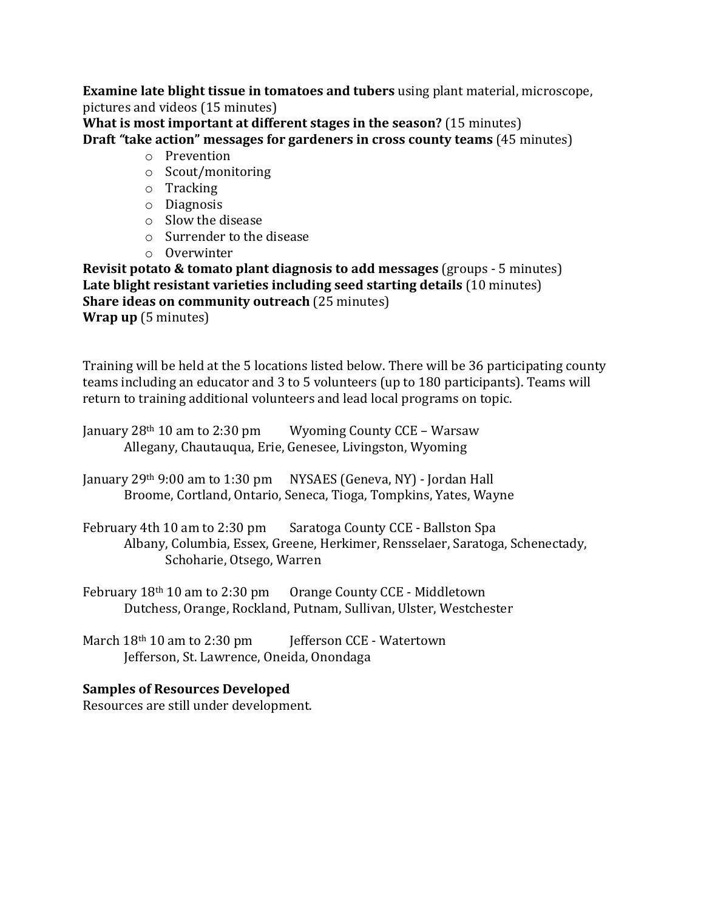**Examine late blight tissue in tomatoes and tubers** using plant material, microscope, pictures and videos (15 minutes)
**What is most important at different stages in the season?** (15 minutes)
**Draft "take action" messages for gardeners in cross county teams** (45 minutes)

- Prevention
- Scout/monitoring
- Tracking
- Diagnosis
- Slow the disease
- Surrender to the disease
- Overwinter

**Revisit potato & tomato plant diagnosis to add messages** (groups - 5 minutes)
**Late blight resistant varieties including seed starting details** (10 minutes)
**Share ideas on community outreach** (25 minutes)
**Wrap up** (5 minutes)

Training will be held at the 5 locations listed below. There will be 36 participating county teams including an educator and 3 to 5 volunteers (up to 180 participants). Teams will return to training additional volunteers and lead local programs on topic.

January 28th 10 am to 2:30 pm  Wyoming County CCE – Warsaw
Allegany, Chautauqua, Erie, Genesee, Livingston, Wyoming

January 29th 9:00 am to 1:30 pm  NYSAES (Geneva, NY) - Jordan Hall
Broome, Cortland, Ontario, Seneca, Tioga, Tompkins, Yates, Wayne

February 4th 10 am to 2:30 pm  Saratoga County CCE - Ballston Spa
Albany, Columbia, Essex, Greene, Herkimer, Rensselaer, Saratoga, Schenectady, Schoharie, Otsego, Warren

February 18th 10 am to 2:30 pm  Orange County CCE - Middletown
Dutchess, Orange, Rockland, Putnam, Sullivan, Ulster, Westchester

March 18th 10 am to 2:30 pm  Jefferson CCE - Watertown
Jefferson, St. Lawrence, Oneida, Onondaga

**Samples of Resources Developed**
Resources are still under development.